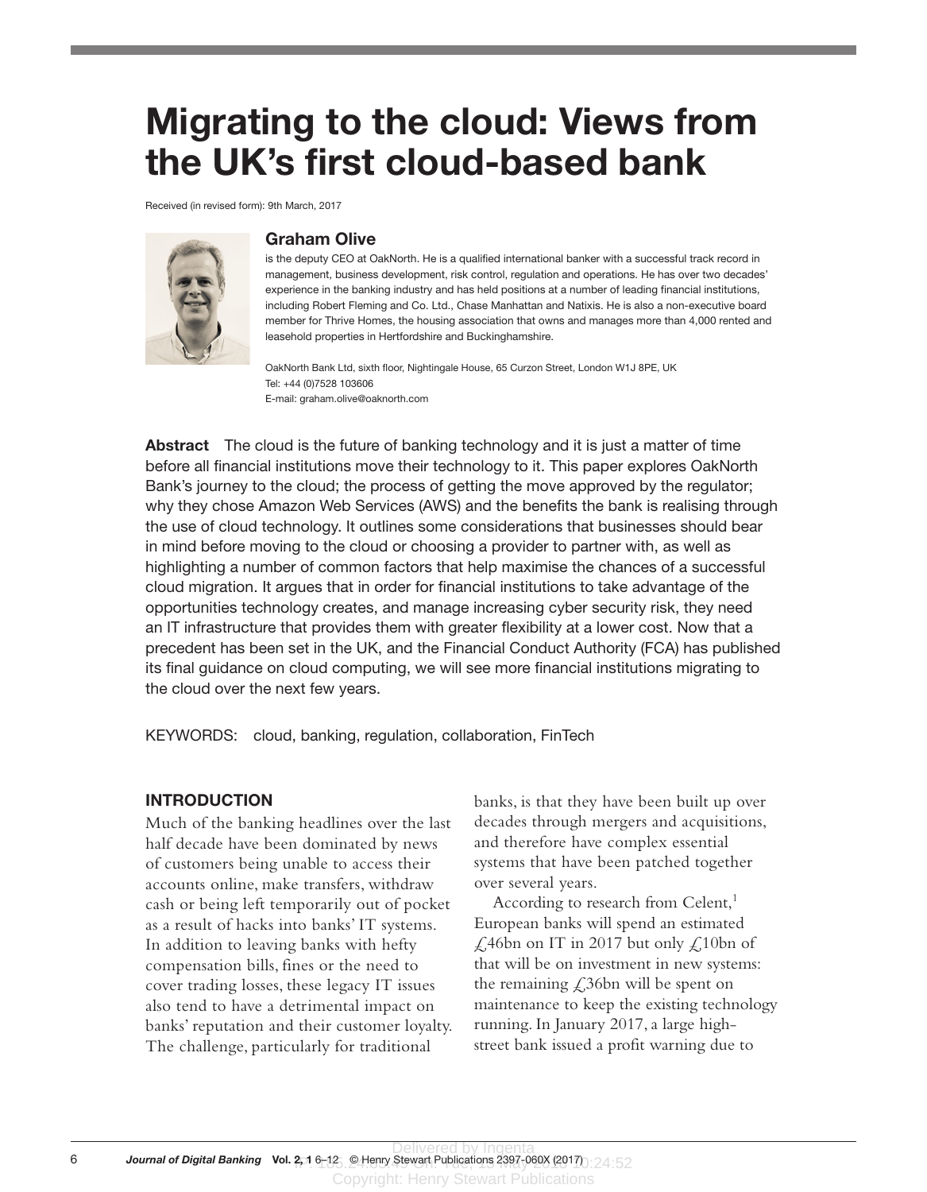# Migrating to the cloud: Views from the UK's first cloud-based bank

Received (in revised form): 9th March, 2017

### Graham Olive

is the deputy CEO at OakNorth. He is a qualified international banker with a successful track record in management, business development, risk control, regulation and operations. He has over two decades' experience in the banking industry and has held positions at a number of leading financial institutions, including Robert Fleming and Co. Ltd., Chase Manhattan and Natixis. He is also a non-executive board member for Thrive Homes, the housing association that owns and manages more than 4,000 rented and leasehold properties in Hertfordshire and Buckinghamshire.

OakNorth Bank Ltd, sixth floor, Nightingale House, 65 Curzon Street, London W1J 8PE, UK
Tel: +44 (0)7528 103606
E-mail: graham.olive@oaknorth.com

**Abstract** The cloud is the future of banking technology and it is just a matter of time before all financial institutions move their technology to it. This paper explores OakNorth Bank's journey to the cloud; the process of getting the move approved by the regulator; why they chose Amazon Web Services (AWS) and the benefits the bank is realising through the use of cloud technology. It outlines some considerations that businesses should bear in mind before moving to the cloud or choosing a provider to partner with, as well as highlighting a number of common factors that help maximise the chances of a successful cloud migration. It argues that in order for financial institutions to take advantage of the opportunities technology creates, and manage increasing cyber security risk, they need an IT infrastructure that provides them with greater flexibility at a lower cost. Now that a precedent has been set in the UK, and the Financial Conduct Authority (FCA) has published its final guidance on cloud computing, we will see more financial institutions migrating to the cloud over the next few years.

KEYWORDS: cloud, banking, regulation, collaboration, FinTech

## INTRODUCTION

Much of the banking headlines over the last half decade have been dominated by news of customers being unable to access their accounts online, make transfers, withdraw cash or being left temporarily out of pocket as a result of hacks into banks' IT systems. In addition to leaving banks with hefty compensation bills, fines or the need to cover trading losses, these legacy IT issues also tend to have a detrimental impact on banks' reputation and their customer loyalty. The challenge, particularly for traditional banks, is that they have been built up over decades through mergers and acquisitions, and therefore have complex essential systems that have been patched together over several years.

According to research from Celent,[1] European banks will spend an estimated £46bn on IT in 2017 but only £10bn of that will be on investment in new systems: the remaining £36bn will be spent on maintenance to keep the existing technology running. In January 2017, a large high-street bank issued a profit warning due to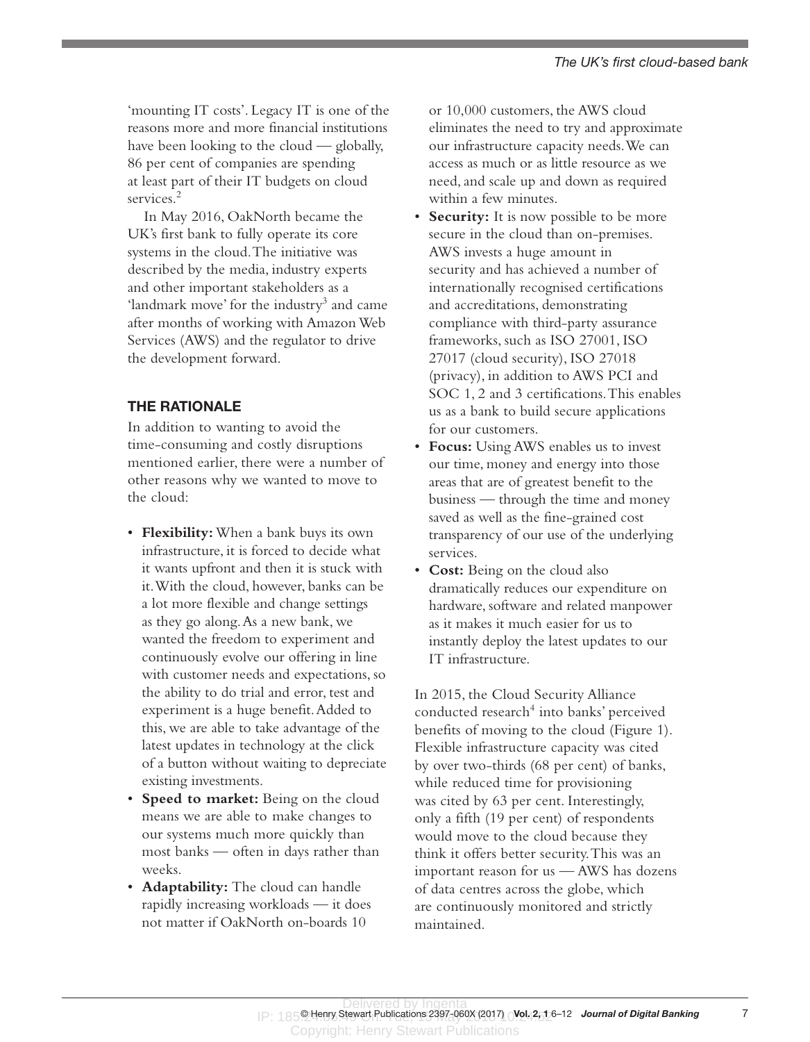'mounting IT costs'. Legacy IT is one of the reasons more and more financial institutions have been looking to the cloud — globally, 86 per cent of companies are spending at least part of their IT budgets on cloud services.[2]

In May 2016, OakNorth became the UK's first bank to fully operate its core systems in the cloud. The initiative was described by the media, industry experts and other important stakeholders as a 'landmark move' for the industry[3] and came after months of working with Amazon Web Services (AWS) and the regulator to drive the development forward.

## THE RATIONALE

In addition to wanting to avoid the time-consuming and costly disruptions mentioned earlier, there were a number of other reasons why we wanted to move to the cloud:

- **Flexibility:** When a bank buys its own infrastructure, it is forced to decide what it wants upfront and then it is stuck with it. With the cloud, however, banks can be a lot more flexible and change settings as they go along. As a new bank, we wanted the freedom to experiment and continuously evolve our offering in line with customer needs and expectations, so the ability to do trial and error, test and experiment is a huge benefit. Added to this, we are able to take advantage of the latest updates in technology at the click of a button without waiting to depreciate existing investments.
- **Speed to market:** Being on the cloud means we are able to make changes to our systems much more quickly than most banks — often in days rather than weeks.
- **Adaptability:** The cloud can handle rapidly increasing workloads — it does not matter if OakNorth on-boards 10 or 10,000 customers, the AWS cloud eliminates the need to try and approximate our infrastructure capacity needs. We can access as much or as little resource as we need, and scale up and down as required within a few minutes.
- **Security:** It is now possible to be more secure in the cloud than on-premises. AWS invests a huge amount in security and has achieved a number of internationally recognised certifications and accreditations, demonstrating compliance with third-party assurance frameworks, such as ISO 27001, ISO 27017 (cloud security), ISO 27018 (privacy), in addition to AWS PCI and SOC 1, 2 and 3 certifications. This enables us as a bank to build secure applications for our customers.
- **Focus:** Using AWS enables us to invest our time, money and energy into those areas that are of greatest benefit to the business — through the time and money saved as well as the fine-grained cost transparency of our use of the underlying services.
- **Cost:** Being on the cloud also dramatically reduces our expenditure on hardware, software and related manpower as it makes it much easier for us to instantly deploy the latest updates to our IT infrastructure.

In 2015, the Cloud Security Alliance conducted research[4] into banks' perceived benefits of moving to the cloud (Figure 1). Flexible infrastructure capacity was cited by over two-thirds (68 per cent) of banks, while reduced time for provisioning was cited by 63 per cent. Interestingly, only a fifth (19 per cent) of respondents would move to the cloud because they think it offers better security. This was an important reason for us — AWS has dozens of data centres across the globe, which are continuously monitored and strictly maintained.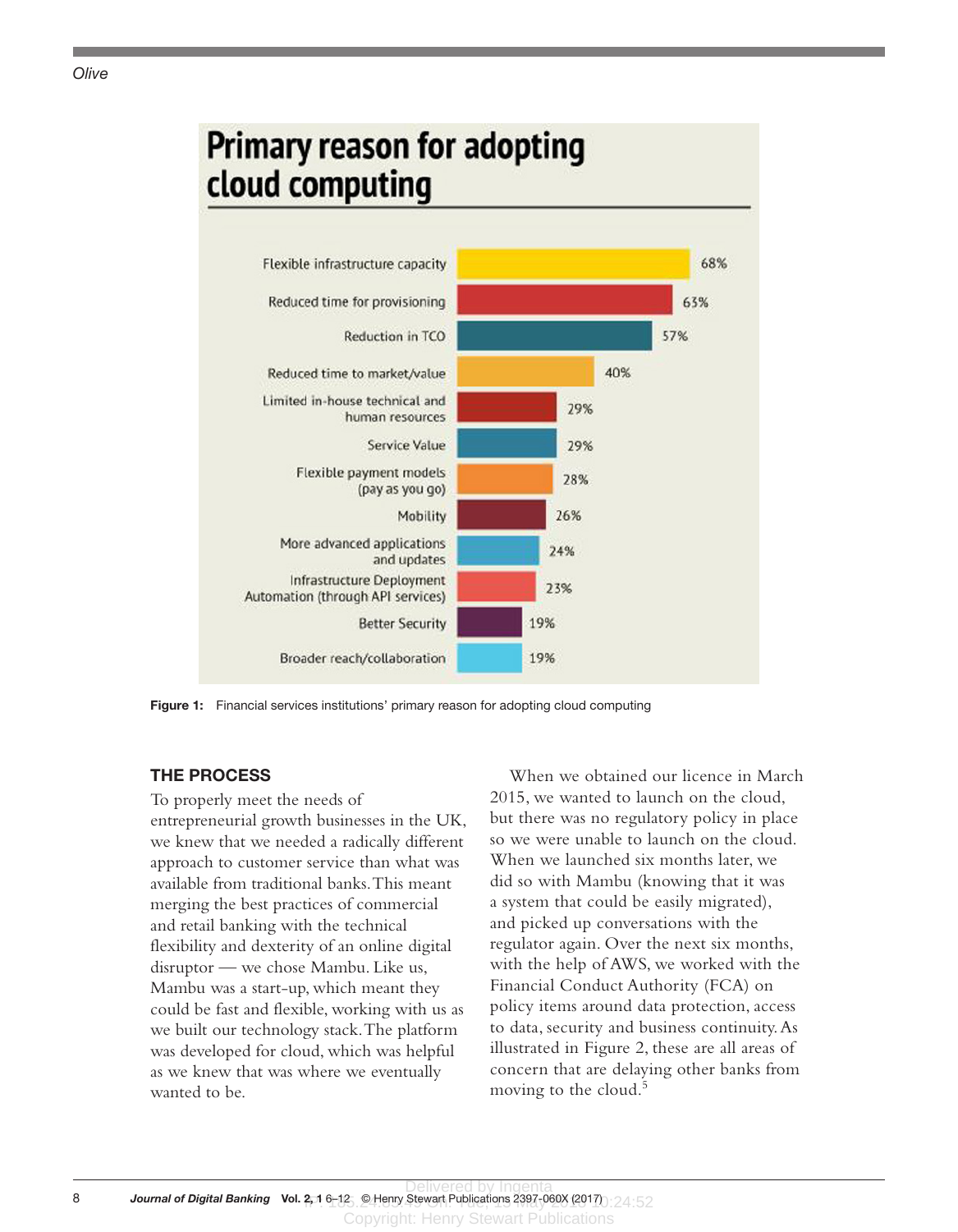**Primary reason for adopting cloud computing**

| Reason | % |
|---|---|
| Flexible infrastructure capacity | 68% |
| Reduced time for provisioning | 63% |
| Reduction in TCO | 57% |
| Reduced time to market/value | 40% |
| Limited in-house technical and human resources | 29% |
| Service Value | 29% |
| Flexible payment models (pay as you go) | 28% |
| Mobility | 26% |
| More advanced applications and updates | 24% |
| Infrastructure Deployment Automation (through API services) | 23% |
| Better Security | 19% |
| Broader reach/collaboration | 19% |

**Figure 1:** Financial services institutions' primary reason for adopting cloud computing

## THE PROCESS

To properly meet the needs of entrepreneurial growth businesses in the UK, we knew that we needed a radically different approach to customer service than what was available from traditional banks. This meant merging the best practices of commercial and retail banking with the technical flexibility and dexterity of an online digital disruptor — we chose Mambu. Like us, Mambu was a start-up, which meant they could be fast and flexible, working with us as we built our technology stack. The platform was developed for cloud, which was helpful as we knew that was where we eventually wanted to be.

When we obtained our licence in March 2015, we wanted to launch on the cloud, but there was no regulatory policy in place so we were unable to launch on the cloud. When we launched six months later, we did so with Mambu (knowing that it was a system that could be easily migrated), and picked up conversations with the regulator again. Over the next six months, with the help of AWS, we worked with the Financial Conduct Authority (FCA) on policy items around data protection, access to data, security and business continuity. As illustrated in Figure 2, these are all areas of concern that are delaying other banks from moving to the cloud.[5]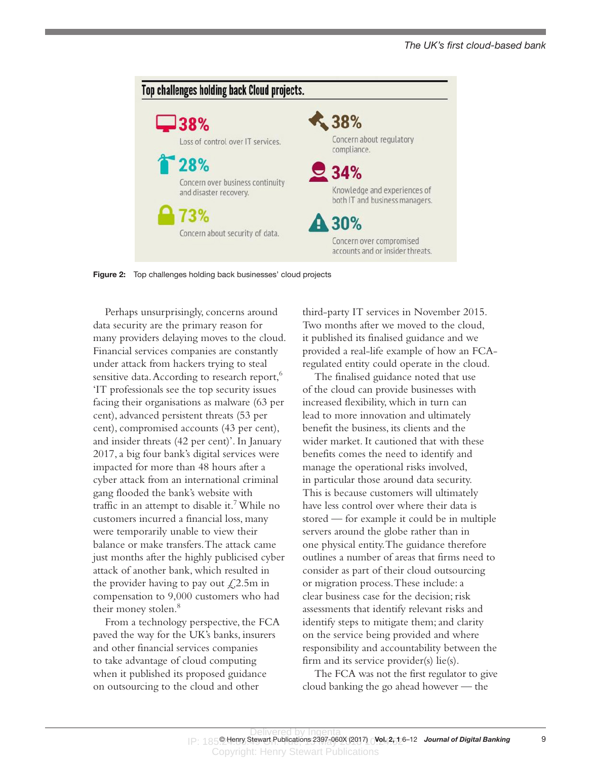**Top challenges holding back Cloud projects.**

- **38%** Loss of control over IT services.
- **38%** Concern about regulatory compliance.
- **28%** Concern over business continuity and disaster recovery.
- **34%** Knowledge and experiences of both IT and business managers.
- **73%** Concern about security of data.
- **30%** Concern over compromised accounts and or insider threats.

**Figure 2:** Top challenges holding back businesses' cloud projects

Perhaps unsurprisingly, concerns around data security are the primary reason for many providers delaying moves to the cloud. Financial services companies are constantly under attack from hackers trying to steal sensitive data. According to research report,[6] 'IT professionals see the top security issues facing their organisations as malware (63 per cent), advanced persistent threats (53 per cent), compromised accounts (43 per cent), and insider threats (42 per cent)'. In January 2017, a big four bank's digital services were impacted for more than 48 hours after a cyber attack from an international criminal gang flooded the bank's website with traffic in an attempt to disable it.[7] While no customers incurred a financial loss, many were temporarily unable to view their balance or make transfers. The attack came just months after the highly publicised cyber attack of another bank, which resulted in the provider having to pay out £2.5m in compensation to 9,000 customers who had their money stolen.[8]

From a technology perspective, the FCA paved the way for the UK's banks, insurers and other financial services companies to take advantage of cloud computing when it published its proposed guidance on outsourcing to the cloud and other third-party IT services in November 2015. Two months after we moved to the cloud, it published its finalised guidance and we provided a real-life example of how an FCA-regulated entity could operate in the cloud.

The finalised guidance noted that use of the cloud can provide businesses with increased flexibility, which in turn can lead to more innovation and ultimately benefit the business, its clients and the wider market. It cautioned that with these benefits comes the need to identify and manage the operational risks involved, in particular those around data security. This is because customers will ultimately have less control over where their data is stored — for example it could be in multiple servers around the globe rather than in one physical entity. The guidance therefore outlines a number of areas that firms need to consider as part of their cloud outsourcing or migration process. These include: a clear business case for the decision; risk assessments that identify relevant risks and identify steps to mitigate them; and clarity on the service being provided and where responsibility and accountability between the firm and its service provider(s) lie(s).

The FCA was not the first regulator to give cloud banking the go ahead however — the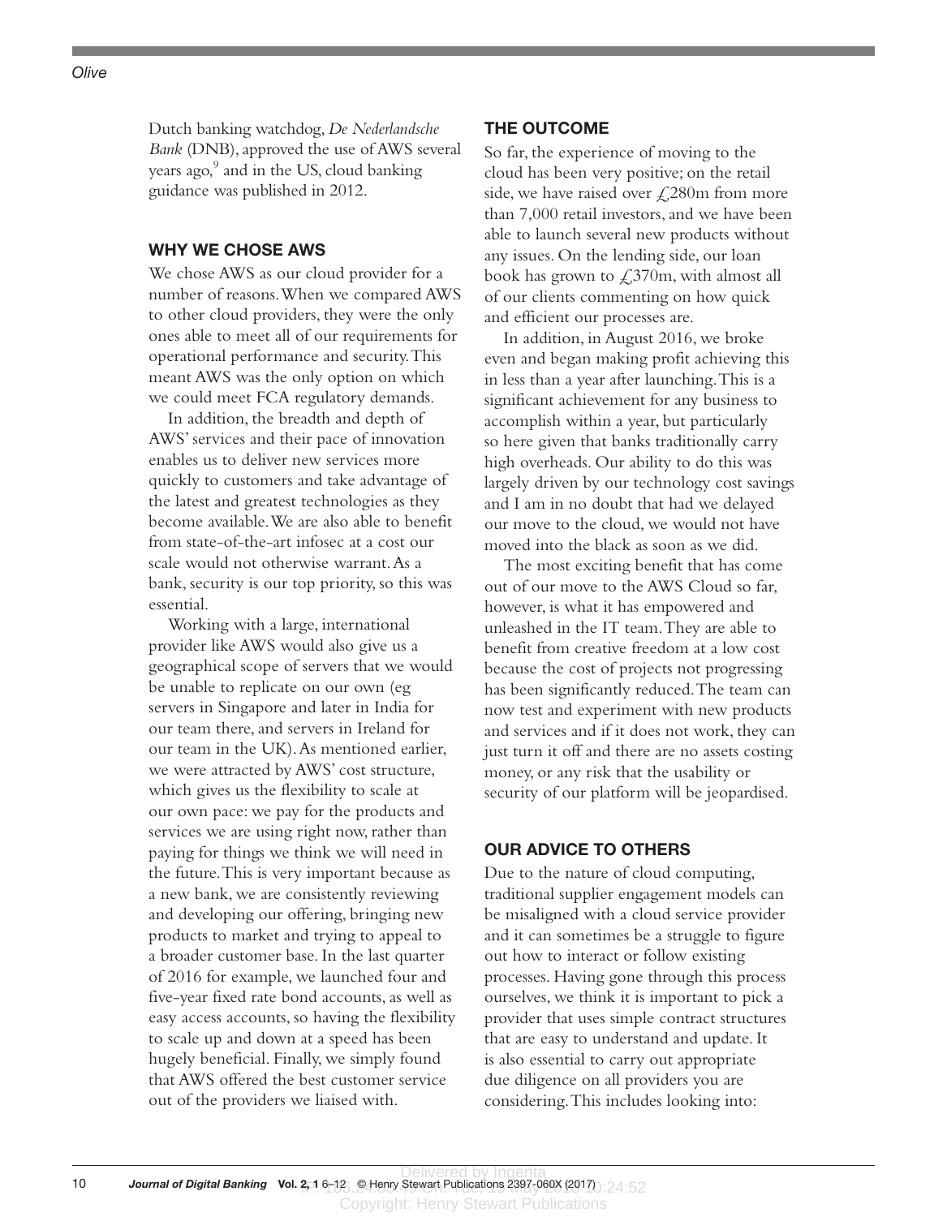Dutch banking watchdog, *De Nederlandsche Bank* (DNB), approved the use of AWS several years ago,[9] and in the US, cloud banking guidance was published in 2012.

## WHY WE CHOSE AWS

We chose AWS as our cloud provider for a number of reasons. When we compared AWS to other cloud providers, they were the only ones able to meet all of our requirements for operational performance and security. This meant AWS was the only option on which we could meet FCA regulatory demands.

In addition, the breadth and depth of AWS' services and their pace of innovation enables us to deliver new services more quickly to customers and take advantage of the latest and greatest technologies as they become available. We are also able to benefit from state-of-the-art infosec at a cost our scale would not otherwise warrant. As a bank, security is our top priority, so this was essential.

Working with a large, international provider like AWS would also give us a geographical scope of servers that we would be unable to replicate on our own (eg servers in Singapore and later in India for our team there, and servers in Ireland for our team in the UK). As mentioned earlier, we were attracted by AWS' cost structure, which gives us the flexibility to scale at our own pace: we pay for the products and services we are using right now, rather than paying for things we think we will need in the future. This is very important because as a new bank, we are consistently reviewing and developing our offering, bringing new products to market and trying to appeal to a broader customer base. In the last quarter of 2016 for example, we launched four and five-year fixed rate bond accounts, as well as easy access accounts, so having the flexibility to scale up and down at a speed has been hugely beneficial. Finally, we simply found that AWS offered the best customer service out of the providers we liaised with.

## THE OUTCOME

So far, the experience of moving to the cloud has been very positive; on the retail side, we have raised over £280m from more than 7,000 retail investors, and we have been able to launch several new products without any issues. On the lending side, our loan book has grown to £370m, with almost all of our clients commenting on how quick and efficient our processes are.

In addition, in August 2016, we broke even and began making profit achieving this in less than a year after launching. This is a significant achievement for any business to accomplish within a year, but particularly so here given that banks traditionally carry high overheads. Our ability to do this was largely driven by our technology cost savings and I am in no doubt that had we delayed our move to the cloud, we would not have moved into the black as soon as we did.

The most exciting benefit that has come out of our move to the AWS Cloud so far, however, is what it has empowered and unleashed in the IT team. They are able to benefit from creative freedom at a low cost because the cost of projects not progressing has been significantly reduced. The team can now test and experiment with new products and services and if it does not work, they can just turn it off and there are no assets costing money, or any risk that the usability or security of our platform will be jeopardised.

## OUR ADVICE TO OTHERS

Due to the nature of cloud computing, traditional supplier engagement models can be misaligned with a cloud service provider and it can sometimes be a struggle to figure out how to interact or follow existing processes. Having gone through this process ourselves, we think it is important to pick a provider that uses simple contract structures that are easy to understand and update. It is also essential to carry out appropriate due diligence on all providers you are considering. This includes looking into: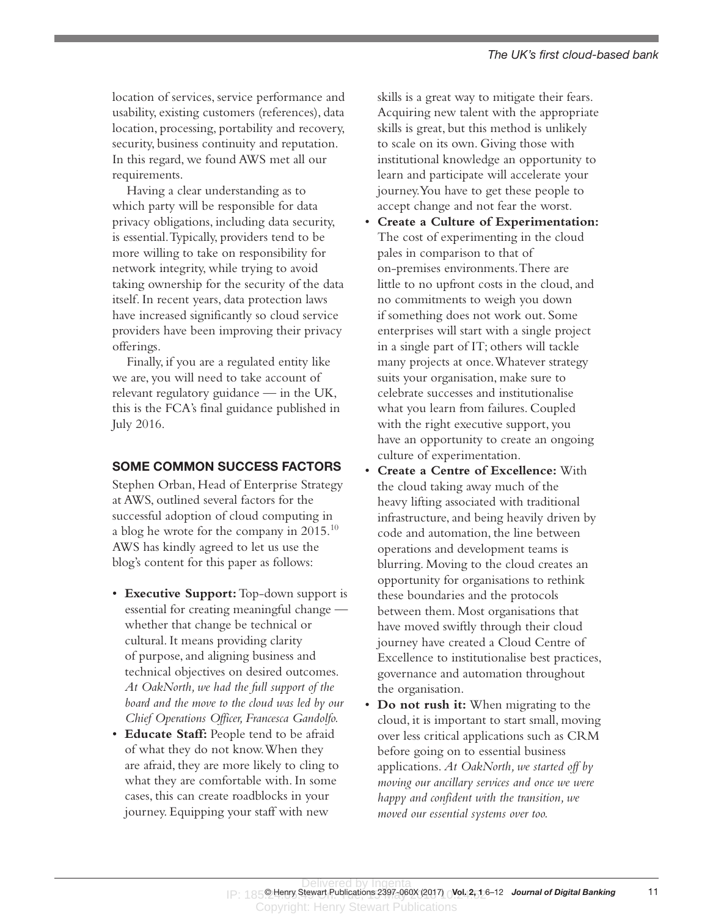location of services, service performance and usability, existing customers (references), data location, processing, portability and recovery, security, business continuity and reputation. In this regard, we found AWS met all our requirements.

Having a clear understanding as to which party will be responsible for data privacy obligations, including data security, is essential. Typically, providers tend to be more willing to take on responsibility for network integrity, while trying to avoid taking ownership for the security of the data itself. In recent years, data protection laws have increased significantly so cloud service providers have been improving their privacy offerings.

Finally, if you are a regulated entity like we are, you will need to take account of relevant regulatory guidance — in the UK, this is the FCA's final guidance published in July 2016.

## SOME COMMON SUCCESS FACTORS

Stephen Orban, Head of Enterprise Strategy at AWS, outlined several factors for the successful adoption of cloud computing in a blog he wrote for the company in 2015.[10] AWS has kindly agreed to let us use the blog's content for this paper as follows:

- **Executive Support:** Top-down support is essential for creating meaningful change — whether that change be technical or cultural. It means providing clarity of purpose, and aligning business and technical objectives on desired outcomes. *At OakNorth, we had the full support of the board and the move to the cloud was led by our Chief Operations Officer, Francesca Gandolfo.*
- **Educate Staff:** People tend to be afraid of what they do not know. When they are afraid, they are more likely to cling to what they are comfortable with. In some cases, this can create roadblocks in your journey. Equipping your staff with new skills is a great way to mitigate their fears. Acquiring new talent with the appropriate skills is great, but this method is unlikely to scale on its own. Giving those with institutional knowledge an opportunity to learn and participate will accelerate your journey. You have to get these people to accept change and not fear the worst.
- **Create a Culture of Experimentation:** The cost of experimenting in the cloud pales in comparison to that of on-premises environments. There are little to no upfront costs in the cloud, and no commitments to weigh you down if something does not work out. Some enterprises will start with a single project in a single part of IT; others will tackle many projects at once. Whatever strategy suits your organisation, make sure to celebrate successes and institutionalise what you learn from failures. Coupled with the right executive support, you have an opportunity to create an ongoing culture of experimentation.
- **Create a Centre of Excellence:** With the cloud taking away much of the heavy lifting associated with traditional infrastructure, and being heavily driven by code and automation, the line between operations and development teams is blurring. Moving to the cloud creates an opportunity for organisations to rethink these boundaries and the protocols between them. Most organisations that have moved swiftly through their cloud journey have created a Cloud Centre of Excellence to institutionalise best practices, governance and automation throughout the organisation.
- **Do not rush it:** When migrating to the cloud, it is important to start small, moving over less critical applications such as CRM before going on to essential business applications. *At OakNorth, we started off by moving our ancillary services and once we were happy and confident with the transition, we moved our essential systems over too.*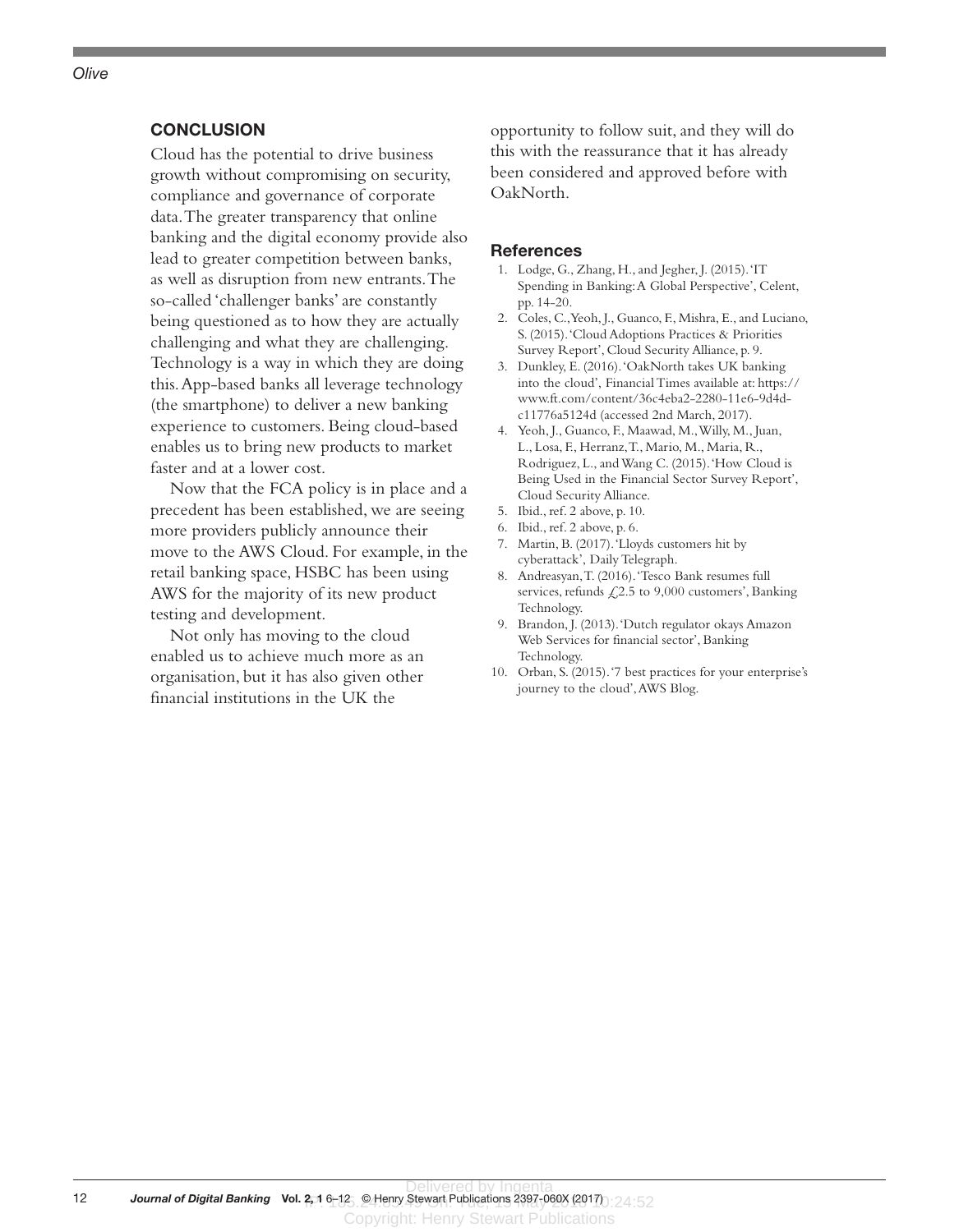## CONCLUSION

Cloud has the potential to drive business growth without compromising on security, compliance and governance of corporate data. The greater transparency that online banking and the digital economy provide also lead to greater competition between banks, as well as disruption from new entrants. The so-called 'challenger banks' are constantly being questioned as to how they are actually challenging and what they are challenging. Technology is a way in which they are doing this. App-based banks all leverage technology (the smartphone) to deliver a new banking experience to customers. Being cloud-based enables us to bring new products to market faster and at a lower cost.

Now that the FCA policy is in place and a precedent has been established, we are seeing more providers publicly announce their move to the AWS Cloud. For example, in the retail banking space, HSBC has been using AWS for the majority of its new product testing and development.

Not only has moving to the cloud enabled us to achieve much more as an organisation, but it has also given other financial institutions in the UK the opportunity to follow suit, and they will do this with the reassurance that it has already been considered and approved before with OakNorth.

### References

1. Lodge, G., Zhang, H., and Jegher, J. (2015). 'IT Spending in Banking: A Global Perspective', Celent, pp. 14-20.
2. Coles, C., Yeoh, J., Guanco, F., Mishra, E., and Luciano, S. (2015). 'Cloud Adoptions Practices & Priorities Survey Report', Cloud Security Alliance, p. 9.
3. Dunkley, E. (2016). 'OakNorth takes UK banking into the cloud', Financial Times available at: https://www.ft.com/content/36c4eba2-2280-11e6-9d4d-c11776a5124d (accessed 2nd March, 2017).
4. Yeoh, J., Guanco, F., Maawad, M., Willy, M., Juan, L., Losa, F., Herranz, T., Mario, M., Maria, R., Rodriguez, L., and Wang C. (2015). 'How Cloud is Being Used in the Financial Sector Survey Report', Cloud Security Alliance.
5. Ibid., ref. 2 above, p. 10.
6. Ibid., ref. 2 above, p. 6.
7. Martin, B. (2017). 'Lloyds customers hit by cyberattack', Daily Telegraph.
8. Andreasyan, T. (2016). 'Tesco Bank resumes full services, refunds £2.5 to 9,000 customers', Banking Technology.
9. Brandon, J. (2013). 'Dutch regulator okays Amazon Web Services for financial sector', Banking Technology.
10. Orban, S. (2015). '7 best practices for your enterprise's journey to the cloud', AWS Blog.